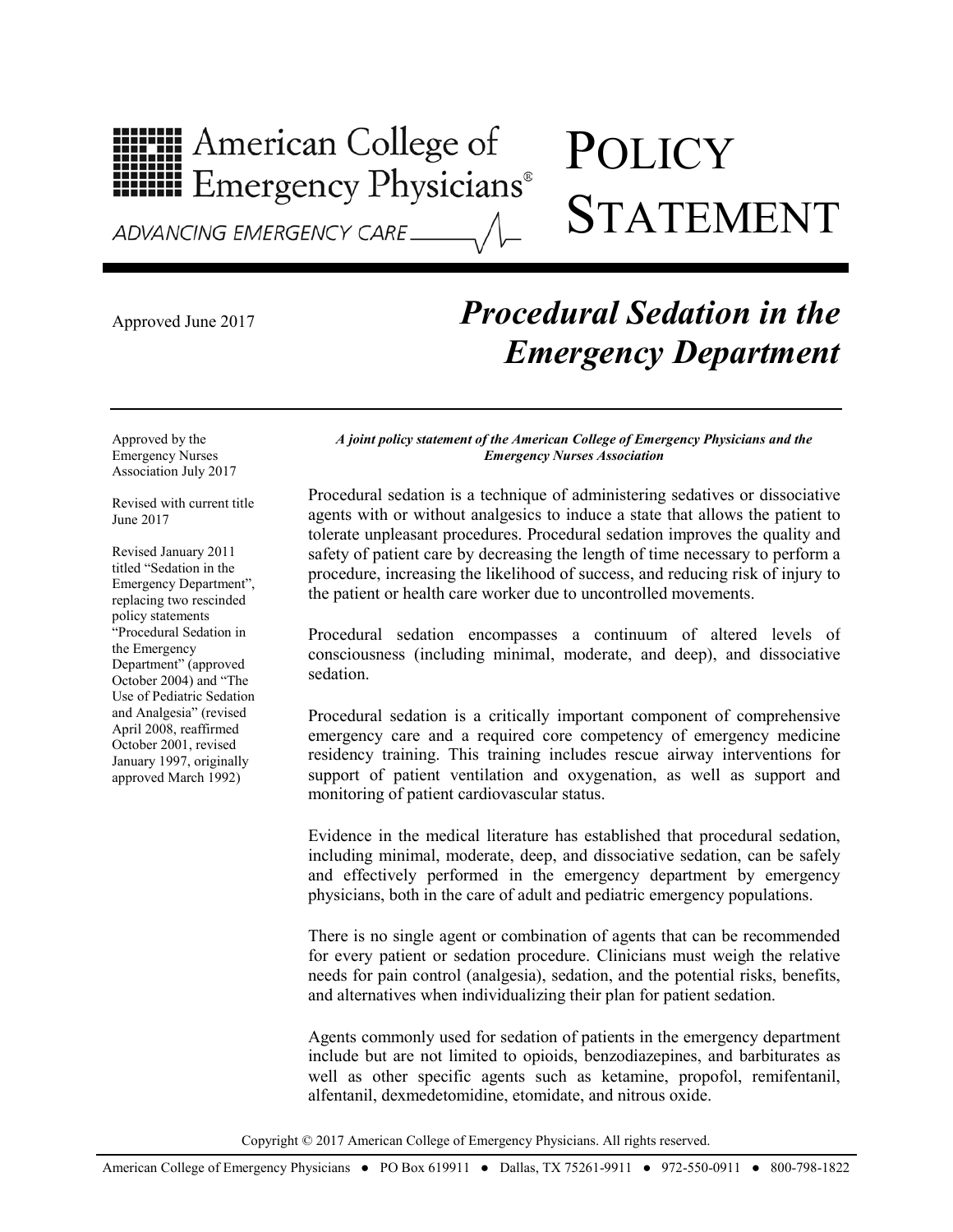American College of Emergency Physicians®

ADVANCING EMERGENCY CARE

# POLICY STATEMENT

Approved June 2017

## *Procedural Sedation in the Emergency Department*

Approved by the Emergency Nurses Association July 2017

Revised with current title June 2017

Revised January 2011 titled "Sedation in the Emergency Department", replacing two rescinded policy statements "Procedural Sedation in the Emergency Department" (approved October 2004) and "The Use of Pediatric Sedation and Analgesia" (revised April 2008, reaffirmed October 2001, revised January 1997, originally approved March 1992)

***A joint policy statement of the American College of Emergency Physicians and the Emergency Nurses Association***

Procedural sedation is a technique of administering sedatives or dissociative agents with or without analgesics to induce a state that allows the patient to tolerate unpleasant procedures. Procedural sedation improves the quality and safety of patient care by decreasing the length of time necessary to perform a procedure, increasing the likelihood of success, and reducing risk of injury to the patient or health care worker due to uncontrolled movements.

Procedural sedation encompasses a continuum of altered levels of consciousness (including minimal, moderate, and deep), and dissociative sedation.

Procedural sedation is a critically important component of comprehensive emergency care and a required core competency of emergency medicine residency training. This training includes rescue airway interventions for support of patient ventilation and oxygenation, as well as support and monitoring of patient cardiovascular status.

Evidence in the medical literature has established that procedural sedation, including minimal, moderate, deep, and dissociative sedation, can be safely and effectively performed in the emergency department by emergency physicians, both in the care of adult and pediatric emergency populations.

There is no single agent or combination of agents that can be recommended for every patient or sedation procedure. Clinicians must weigh the relative needs for pain control (analgesia), sedation, and the potential risks, benefits, and alternatives when individualizing their plan for patient sedation.

Agents commonly used for sedation of patients in the emergency department include but are not limited to opioids, benzodiazepines, and barbiturates as well as other specific agents such as ketamine, propofol, remifentanil, alfentanil, dexmedetomidine, etomidate, and nitrous oxide.

Copyright © 2017 American College of Emergency Physicians. All rights reserved.

American College of Emergency Physicians ● PO Box 619911 ● Dallas, TX 75261-9911 ● 972-550-0911 ● 800-798-1822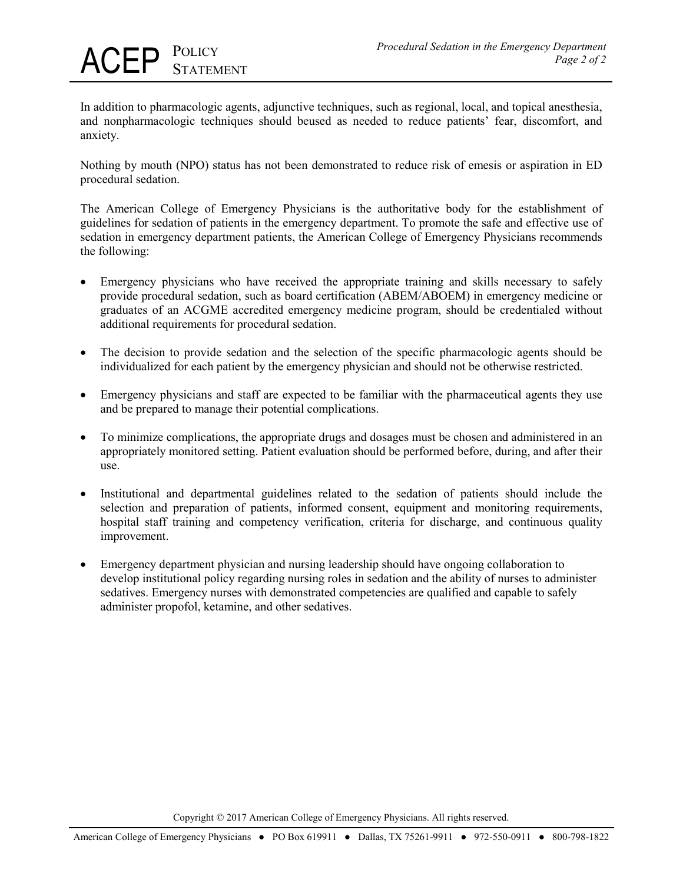In addition to pharmacologic agents, adjunctive techniques, such as regional, local, and topical anesthesia, and nonpharmacologic techniques should beused as needed to reduce patients' fear, discomfort, and anxiety.

Nothing by mouth (NPO) status has not been demonstrated to reduce risk of emesis or aspiration in ED procedural sedation.

The American College of Emergency Physicians is the authoritative body for the establishment of guidelines for sedation of patients in the emergency department. To promote the safe and effective use of sedation in emergency department patients, the American College of Emergency Physicians recommends the following:

- Emergency physicians who have received the appropriate training and skills necessary to safely provide procedural sedation, such as board certification (ABEM/ABOEM) in emergency medicine or graduates of an ACGME accredited emergency medicine program, should be credentialed without additional requirements for procedural sedation.

- The decision to provide sedation and the selection of the specific pharmacologic agents should be individualized for each patient by the emergency physician and should not be otherwise restricted.

- Emergency physicians and staff are expected to be familiar with the pharmaceutical agents they use and be prepared to manage their potential complications.

- To minimize complications, the appropriate drugs and dosages must be chosen and administered in an appropriately monitored setting. Patient evaluation should be performed before, during, and after their use.

- Institutional and departmental guidelines related to the sedation of patients should include the selection and preparation of patients, informed consent, equipment and monitoring requirements, hospital staff training and competency verification, criteria for discharge, and continuous quality improvement.

- Emergency department physician and nursing leadership should have ongoing collaboration to develop institutional policy regarding nursing roles in sedation and the ability of nurses to administer sedatives. Emergency nurses with demonstrated competencies are qualified and capable to safely administer propofol, ketamine, and other sedatives.

Copyright © 2017 American College of Emergency Physicians. All rights reserved.